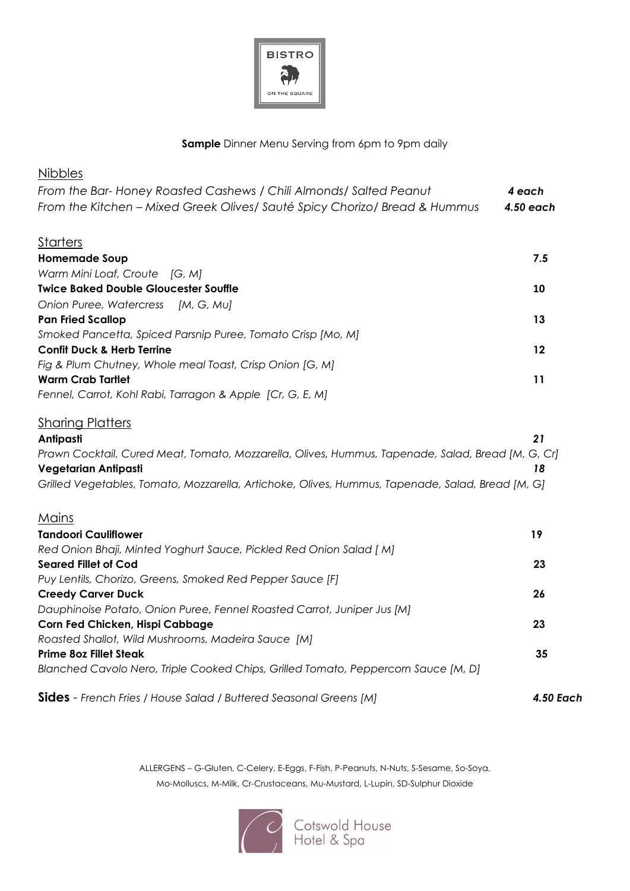BISTRO

ON THE SQUARE

**Sample** Dinner Menu Serving from 6pm to 9pm daily

## Nibbles

*From the Bar- Honey Roasted Cashews / Chili Almonds/ Salted Peanut* ***4 each***

*From the Kitchen – Mixed Greek Olives/ Sauté Spicy Chorizo/ Bread & Hummus* ***4.50 each***

## Starters

**Homemade Soup** **7.5**

*Warm Mini Loaf, Croute [G, M]*

**Twice Baked Double Gloucester Souffle** **10**

*Onion Puree, Watercress [M, G, Mu]*

**Pan Fried Scallop** **13**

*Smoked Pancetta, Spiced Parsnip Puree, Tomato Crisp [Mo, M]*

**Confit Duck & Herb Terrine** **12**

*Fig & Plum Chutney, Whole meal Toast, Crisp Onion [G, M]*

**Warm Crab Tartlet** **11**

*Fennel, Carrot, Kohl Rabi, Tarragon & Apple [Cr, G, E, M]*

## Sharing Platters

**Antipasti** ***21***

*Prawn Cocktail, Cured Meat, Tomato, Mozzarella, Olives, Hummus, Tapenade, Salad, Bread [M, G, Cr]*

**Vegetarian Antipasti** ***18***

*Grilled Vegetables, Tomato, Mozzarella, Artichoke, Olives, Hummus, Tapenade, Salad, Bread [M, G]*

## Mains

**Tandoori Cauliflower** **19**

*Red Onion Bhaji, Minted Yoghurt Sauce, Pickled Red Onion Salad [ M]*

**Seared Fillet of Cod** **23**

*Puy Lentils, Chorizo, Greens, Smoked Red Pepper Sauce [F]*

**Creedy Carver Duck** **26**

*Dauphinoise Potato, Onion Puree, Fennel Roasted Carrot, Juniper Jus [M]*

**Corn Fed Chicken, Hispi Cabbage** **23**

*Roasted Shallot, Wild Mushrooms, Madeira Sauce [M]*

**Prime 8oz Fillet Steak** **35**

*Blanched Cavolo Nero, Triple Cooked Chips, Grilled Tomato, Peppercorn Sauce [M, D]*

**Sides** - *French Fries / House Salad / Buttered Seasonal Greens [M]* ***4.50 Each***

ALLERGENS – G-Gluten, C-Celery, E-Eggs, F-Fish, P-Peanuts, N-Nuts, S-Sesame, So-Soya, Mo-Molluscs, M-Milk, Cr-Crustaceans, Mu-Mustard, L-Lupin, SD-Sulphur Dioxide

Cotswold House Hotel & Spa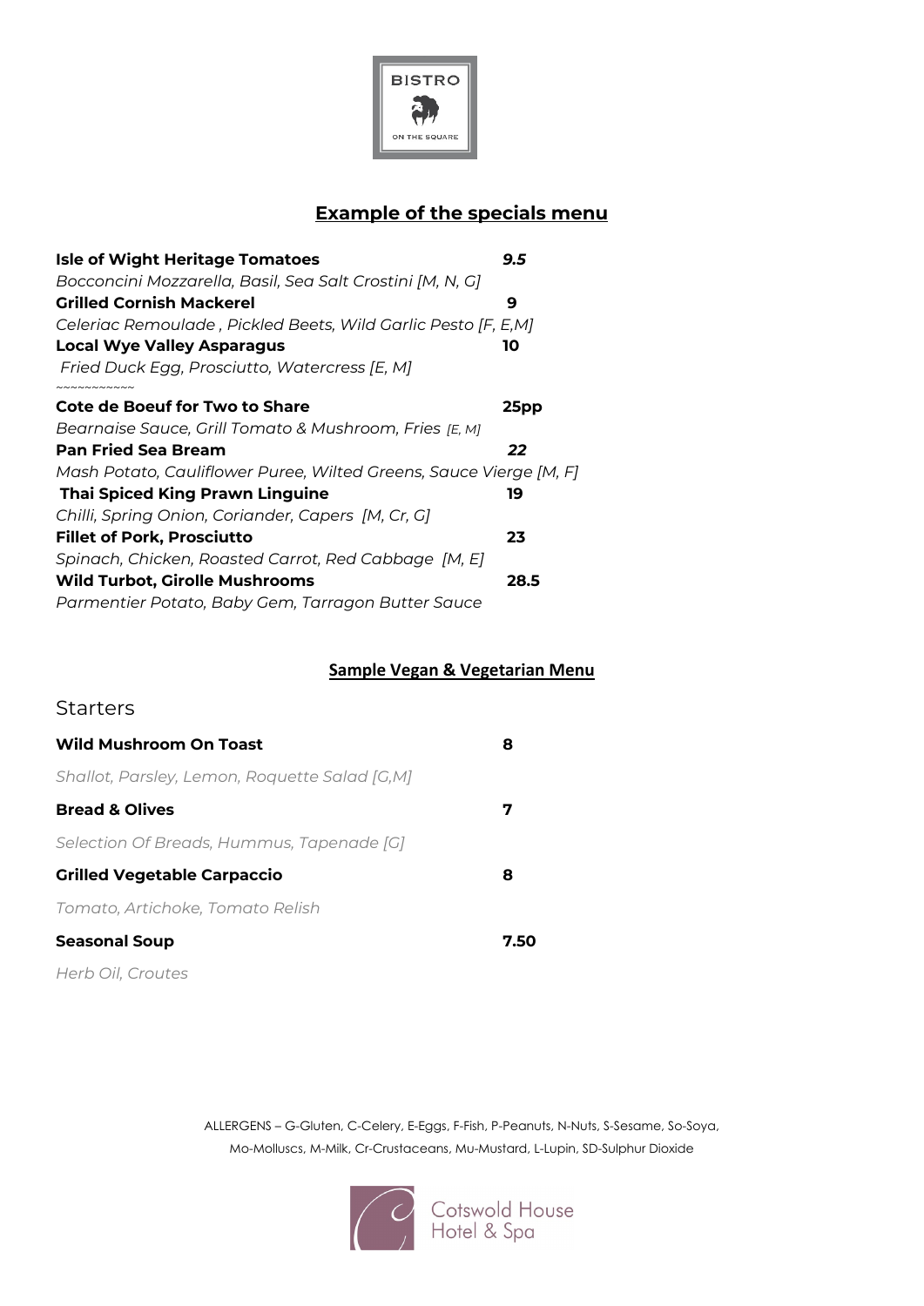BISTRO

ON THE SQUARE

## Example of the specials menu

**Isle of Wight Heritage Tomatoes** ***9.5***
*Bocconcini Mozzarella, Basil, Sea Salt Crostini [M, N, G]*

**Grilled Cornish Mackerel** **9**
*Celeriac Remoulade , Pickled Beets, Wild Garlic Pesto [F, E,M]*

**Local Wye Valley Asparagus** **10**
*Fried Duck Egg, Prosciutto, Watercress [E, M]*

~~~~~~~~~~~

**Cote de Boeuf for Two to Share** **25pp**
*Bearnaise Sauce, Grill Tomato & Mushroom, Fries [E, M]*

**Pan Fried Sea Bream** ***22***
*Mash Potato, Cauliflower Puree, Wilted Greens, Sauce Vierge [M, F]*

**Thai Spiced King Prawn Linguine** **19**
*Chilli, Spring Onion, Coriander, Capers [M, Cr, G]*

**Fillet of Pork, Prosciutto** **23**
*Spinach, Chicken, Roasted Carrot, Red Cabbage [M, E]*

**Wild Turbot, Girolle Mushrooms** **28.5**
*Parmentier Potato, Baby Gem, Tarragon Butter Sauce*

## Sample Vegan & Vegetarian Menu

### Starters

**Wild Mushroom On Toast** **8**
*Shallot, Parsley, Lemon, Roquette Salad [G,M]*

**Bread & Olives** **7**
*Selection Of Breads, Hummus, Tapenade [G]*

**Grilled Vegetable Carpaccio** **8**
*Tomato, Artichoke, Tomato Relish*

**Seasonal Soup** **7.50**
*Herb Oil, Croutes*

ALLERGENS – G-Gluten, C-Celery, E-Eggs, F-Fish, P-Peanuts, N-Nuts, S-Sesame, So-Soya, Mo-Molluscs, M-Milk, Cr-Crustaceans, Mu-Mustard, L-Lupin, SD-Sulphur Dioxide

Cotswold House Hotel & Spa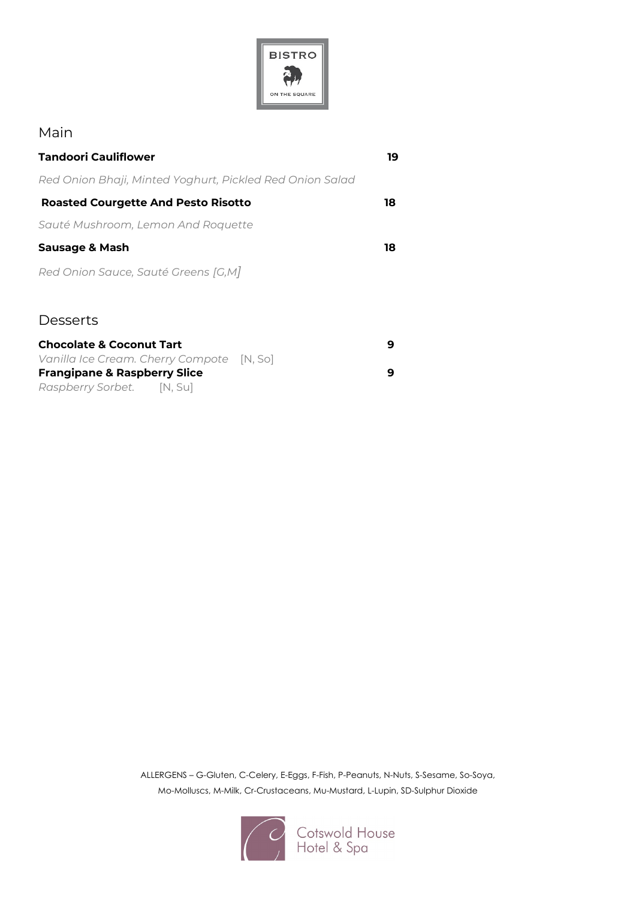BISTRO ON THE SQUARE

## Main

**Tandoori Cauliflower** **19**

*Red Onion Bhaji, Minted Yoghurt, Pickled Red Onion Salad*

**Roasted Courgette And Pesto Risotto** **18**

*Sauté Mushroom, Lemon And Roquette*

**Sausage & Mash** **18**

*Red Onion Sauce, Sauté Greens [G,M]*

## Desserts

**Chocolate & Coconut Tart** **9**

*Vanilla Ice Cream. Cherry Compote* [N, So]

**Frangipane & Raspberry Slice** **9**

*Raspberry Sorbet.* [N, Su]

ALLERGENS – G-Gluten, C-Celery, E-Eggs, F-Fish, P-Peanuts, N-Nuts, S-Sesame, So-Soya, Mo-Molluscs, M-Milk, Cr-Crustaceans, Mu-Mustard, L-Lupin, SD-Sulphur Dioxide

Cotswold House Hotel & Spa